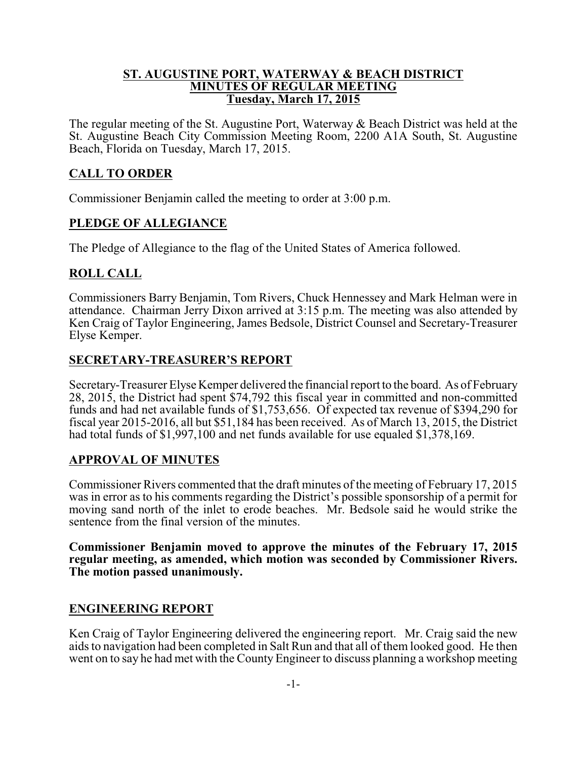**ST. AUGUSTINE PORT, WATERWAY & BEACH DISTRICT**
**MINUTES OF REGULAR MEETING**
**Tuesday, March 17, 2015**

The regular meeting of the St. Augustine Port, Waterway & Beach District was held at the St. Augustine Beach City Commission Meeting Room, 2200 A1A South, St. Augustine Beach, Florida on Tuesday, March 17, 2015.

## CALL TO ORDER

Commissioner Benjamin called the meeting to order at 3:00 p.m.

## PLEDGE OF ALLEGIANCE

The Pledge of Allegiance to the flag of the United States of America followed.

## ROLL CALL

Commissioners Barry Benjamin, Tom Rivers, Chuck Hennessey and Mark Helman were in attendance. Chairman Jerry Dixon arrived at 3:15 p.m. The meeting was also attended by Ken Craig of Taylor Engineering, James Bedsole, District Counsel and Secretary-Treasurer Elyse Kemper.

## SECRETARY-TREASURER'S REPORT

Secretary-Treasurer Elyse Kemper delivered the financial report to the board. As of February 28, 2015, the District had spent $74,792 this fiscal year in committed and non-committed funds and had net available funds of $1,753,656. Of expected tax revenue of $394,290 for fiscal year 2015-2016, all but $51,184 has been received. As of March 13, 2015, the District had total funds of $1,997,100 and net funds available for use equaled $1,378,169.

## APPROVAL OF MINUTES

Commissioner Rivers commented that the draft minutes of the meeting of February 17, 2015 was in error as to his comments regarding the District's possible sponsorship of a permit for moving sand north of the inlet to erode beaches. Mr. Bedsole said he would strike the sentence from the final version of the minutes.

**Commissioner Benjamin moved to approve the minutes of the February 17, 2015 regular meeting, as amended, which motion was seconded by Commissioner Rivers. The motion passed unanimously.**

## ENGINEERING REPORT

Ken Craig of Taylor Engineering delivered the engineering report. Mr. Craig said the new aids to navigation had been completed in Salt Run and that all of them looked good. He then went on to say he had met with the County Engineer to discuss planning a workshop meeting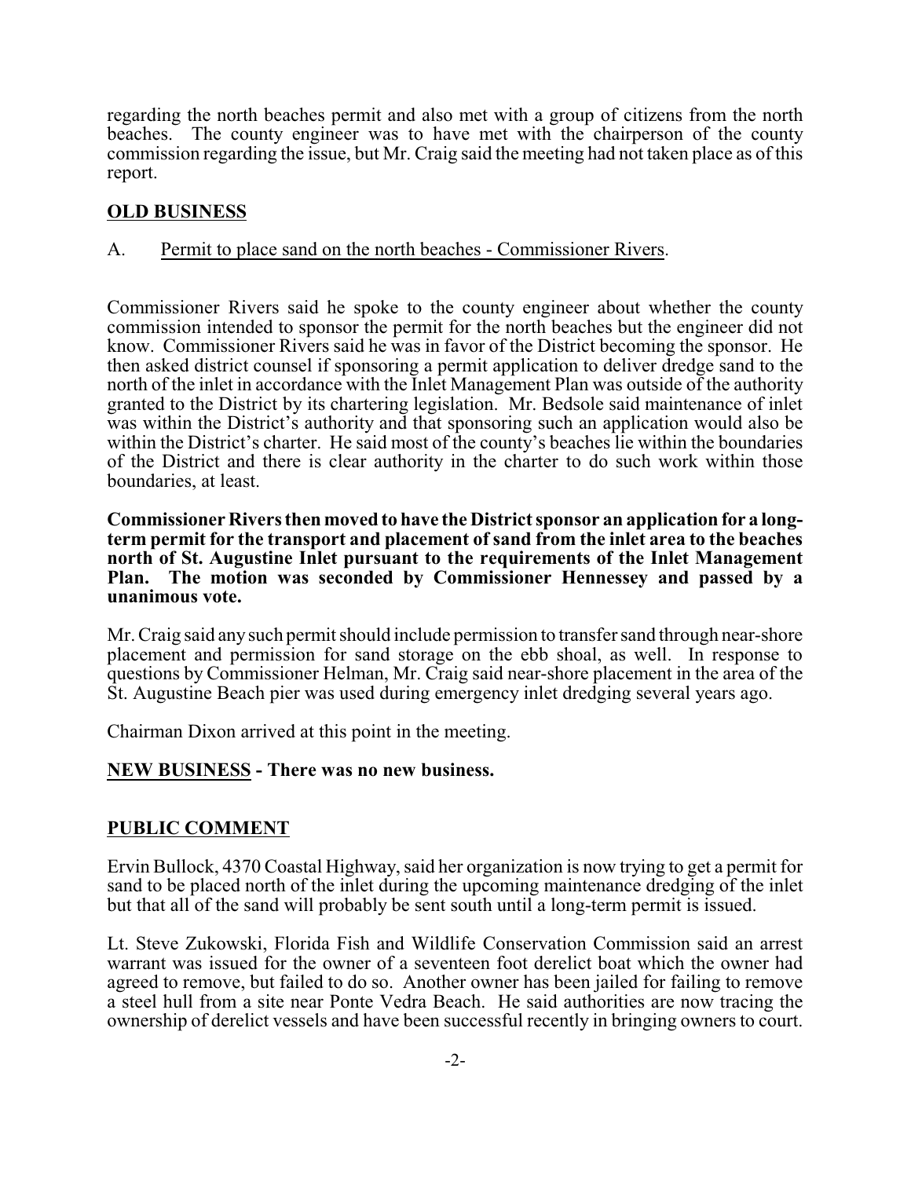regarding the north beaches permit and also met with a group of citizens from the north beaches. The county engineer was to have met with the chairperson of the county commission regarding the issue, but Mr. Craig said the meeting had not taken place as of this report.

## **OLD BUSINESS**

A. Permit to place sand on the north beaches - Commissioner Rivers.

Commissioner Rivers said he spoke to the county engineer about whether the county commission intended to sponsor the permit for the north beaches but the engineer did not know. Commissioner Rivers said he was in favor of the District becoming the sponsor. He then asked district counsel if sponsoring a permit application to deliver dredge sand to the north of the inlet in accordance with the Inlet Management Plan was outside of the authority granted to the District by its chartering legislation. Mr. Bedsole said maintenance of inlet was within the District's authority and that sponsoring such an application would also be within the District's charter. He said most of the county's beaches lie within the boundaries of the District and there is clear authority in the charter to do such work within those boundaries, at least.

**Commissioner Rivers then moved to have the District sponsor an application for a long-term permit for the transport and placement of sand from the inlet area to the beaches north of St. Augustine Inlet pursuant to the requirements of the Inlet Management Plan. The motion was seconded by Commissioner Hennessey and passed by a unanimous vote.**

Mr. Craig said any such permit should include permission to transfer sand through near-shore placement and permission for sand storage on the ebb shoal, as well. In response to questions by Commissioner Helman, Mr. Craig said near-shore placement in the area of the St. Augustine Beach pier was used during emergency inlet dredging several years ago.

Chairman Dixon arrived at this point in the meeting.

## **NEW BUSINESS - There was no new business.**

## **PUBLIC COMMENT**

Ervin Bullock, 4370 Coastal Highway, said her organization is now trying to get a permit for sand to be placed north of the inlet during the upcoming maintenance dredging of the inlet but that all of the sand will probably be sent south until a long-term permit is issued.

Lt. Steve Zukowski, Florida Fish and Wildlife Conservation Commission said an arrest warrant was issued for the owner of a seventeen foot derelict boat which the owner had agreed to remove, but failed to do so. Another owner has been jailed for failing to remove a steel hull from a site near Ponte Vedra Beach. He said authorities are now tracing the ownership of derelict vessels and have been successful recently in bringing owners to court.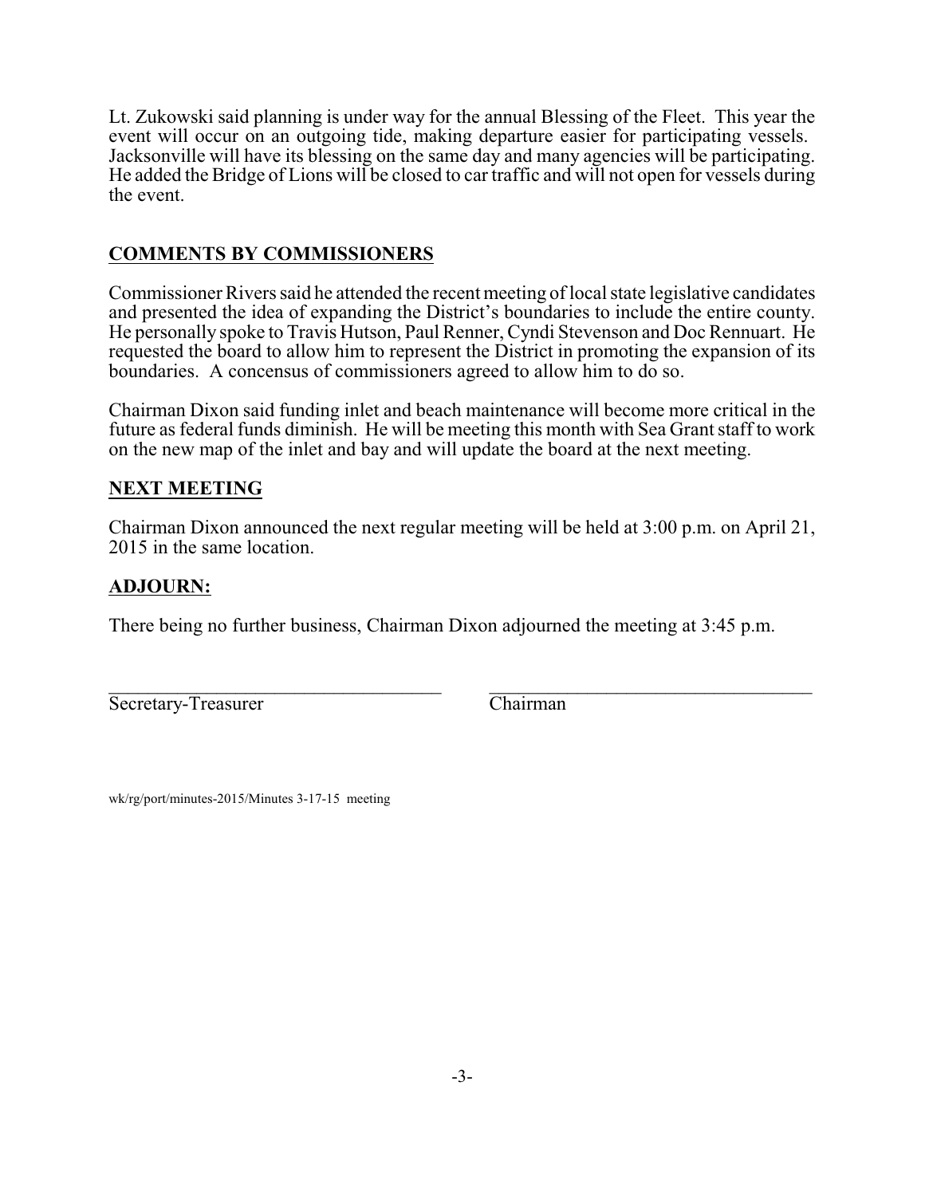Lt. Zukowski said planning is under way for the annual Blessing of the Fleet. This year the event will occur on an outgoing tide, making departure easier for participating vessels. Jacksonville will have its blessing on the same day and many agencies will be participating. He added the Bridge of Lions will be closed to car traffic and will not open for vessels during the event.

## COMMENTS BY COMMISSIONERS

Commissioner Rivers said he attended the recent meeting of local state legislative candidates and presented the idea of expanding the District's boundaries to include the entire county. He personally spoke to Travis Hutson, Paul Renner, Cyndi Stevenson and Doc Rennuart. He requested the board to allow him to represent the District in promoting the expansion of its boundaries. A concensus of commissioners agreed to allow him to do so.

Chairman Dixon said funding inlet and beach maintenance will become more critical in the future as federal funds diminish. He will be meeting this month with Sea Grant staff to work on the new map of the inlet and bay and will update the board at the next meeting.

## NEXT MEETING

Chairman Dixon announced the next regular meeting will be held at 3:00 p.m. on April 21, 2015 in the same location.

## ADJOURN:

There being no further business, Chairman Dixon adjourned the meeting at 3:45 p.m.

\_\_\_\_\_\_\_\_\_\_\_\_\_\_\_\_\_\_\_\_\_\_\_\_\_\_\_\_\_\_\_\_\_\_\_\_ \_\_\_\_\_\_\_\_\_\_\_\_\_\_\_\_\_\_\_\_\_\_\_\_\_\_\_\_\_\_\_\_\_\_\_\_

Secretary-Treasurer Chairman

wk/rg/port/minutes-2015/Minutes 3-17-15 meeting